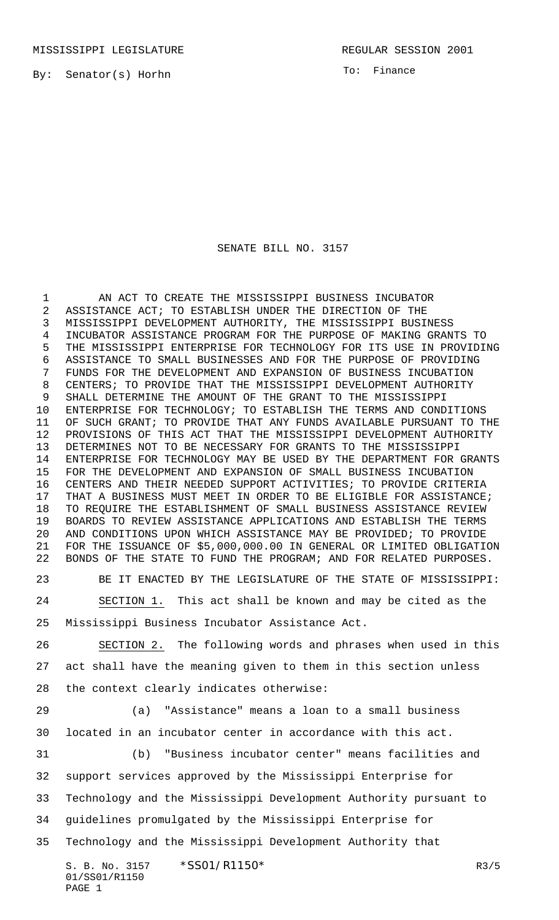MISSISSIPPI LEGISLATURE REGULAR SESSION 2001

By: Senator(s) Horhn

To: Finance

# SENATE BILL NO. 3157

AN ACT TO CREATE THE MISSISSIPPI BUSINESS INCUBATOR ASSISTANCE ACT; TO ESTABLISH UNDER THE DIRECTION OF THE MISSISSIPPI DEVELOPMENT AUTHORITY, THE MISSISSIPPI BUSINESS INCUBATOR ASSISTANCE PROGRAM FOR THE PURPOSE OF MAKING GRANTS TO THE MISSISSIPPI ENTERPRISE FOR TECHNOLOGY FOR ITS USE IN PROVIDING ASSISTANCE TO SMALL BUSINESSES AND FOR THE PURPOSE OF PROVIDING FUNDS FOR THE DEVELOPMENT AND EXPANSION OF BUSINESS INCUBATION CENTERS; TO PROVIDE THAT THE MISSISSIPPI DEVELOPMENT AUTHORITY SHALL DETERMINE THE AMOUNT OF THE GRANT TO THE MISSISSIPPI ENTERPRISE FOR TECHNOLOGY; TO ESTABLISH THE TERMS AND CONDITIONS OF SUCH GRANT; TO PROVIDE THAT ANY FUNDS AVAILABLE PURSUANT TO THE PROVISIONS OF THIS ACT THAT THE MISSISSIPPI DEVELOPMENT AUTHORITY DETERMINES NOT TO BE NECESSARY FOR GRANTS TO THE MISSISSIPPI ENTERPRISE FOR TECHNOLOGY MAY BE USED BY THE DEPARTMENT FOR GRANTS FOR THE DEVELOPMENT AND EXPANSION OF SMALL BUSINESS INCUBATION CENTERS AND THEIR NEEDED SUPPORT ACTIVITIES; TO PROVIDE CRITERIA THAT A BUSINESS MUST MEET IN ORDER TO BE ELIGIBLE FOR ASSISTANCE; TO REQUIRE THE ESTABLISHMENT OF SMALL BUSINESS ASSISTANCE REVIEW BOARDS TO REVIEW ASSISTANCE APPLICATIONS AND ESTABLISH THE TERMS AND CONDITIONS UPON WHICH ASSISTANCE MAY BE PROVIDED; TO PROVIDE FOR THE ISSUANCE OF $5,000,000.00 IN GENERAL OR LIMITED OBLIGATION BONDS OF THE STATE TO FUND THE PROGRAM; AND FOR RELATED PURPOSES.

BE IT ENACTED BY THE LEGISLATURE OF THE STATE OF MISSISSIPPI:

SECTION 1. This act shall be known and may be cited as the Mississippi Business Incubator Assistance Act.

SECTION 2. The following words and phrases when used in this act shall have the meaning given to them in this section unless the context clearly indicates otherwise:

(a) "Assistance" means a loan to a small business located in an incubator center in accordance with this act.

(b) "Business incubator center" means facilities and support services approved by the Mississippi Enterprise for Technology and the Mississippi Development Authority pursuant to guidelines promulgated by the Mississippi Enterprise for Technology and the Mississippi Development Authority that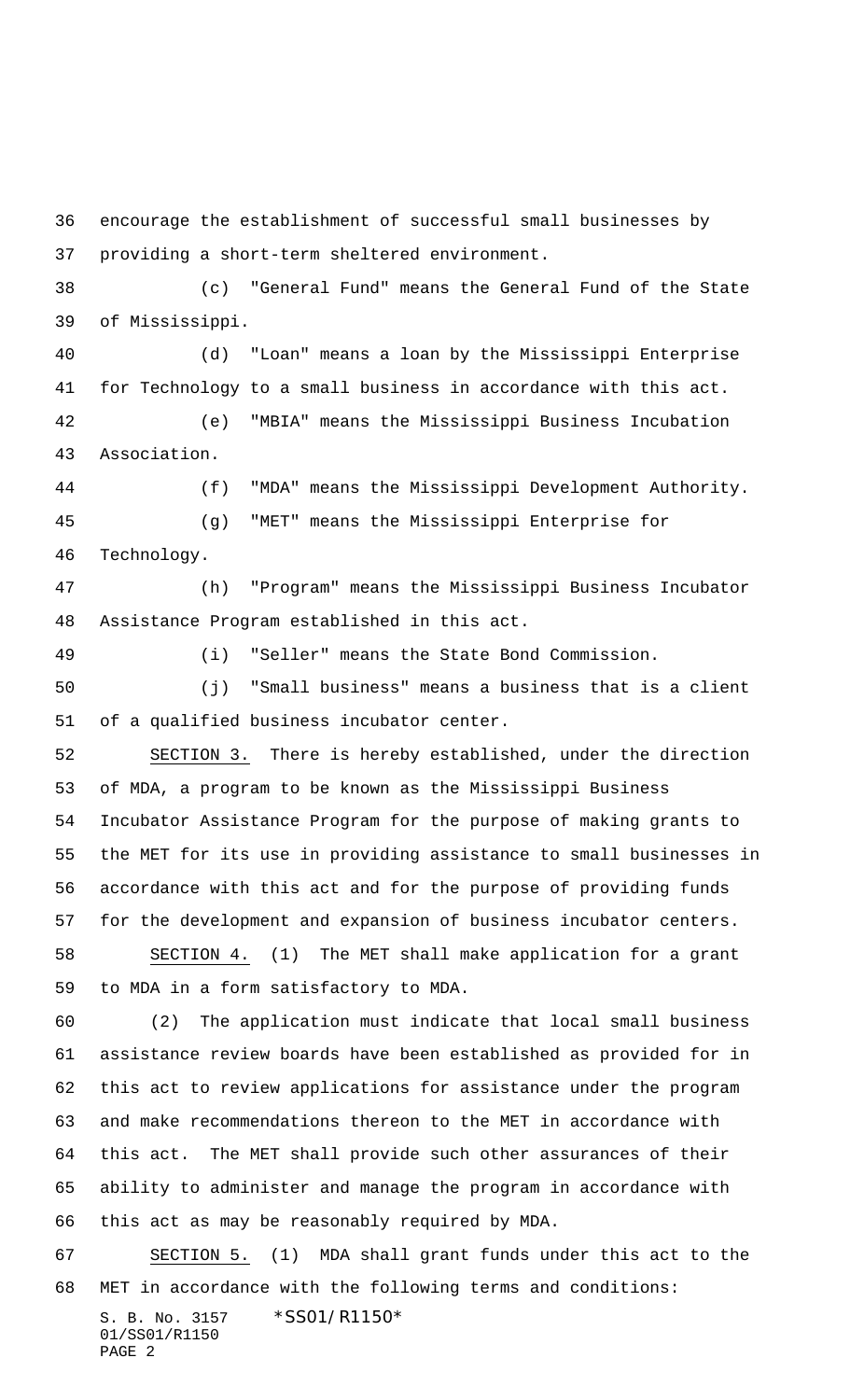encourage the establishment of successful small businesses by providing a short-term sheltered environment.

(c) "General Fund" means the General Fund of the State of Mississippi.

(d) "Loan" means a loan by the Mississippi Enterprise for Technology to a small business in accordance with this act.

(e) "MBIA" means the Mississippi Business Incubation Association.

(f) "MDA" means the Mississippi Development Authority.

(g) "MET" means the Mississippi Enterprise for Technology.

(h) "Program" means the Mississippi Business Incubator Assistance Program established in this act.

(i) "Seller" means the State Bond Commission.

(j) "Small business" means a business that is a client of a qualified business incubator center.

SECTION 3. There is hereby established, under the direction of MDA, a program to be known as the Mississippi Business Incubator Assistance Program for the purpose of making grants to the MET for its use in providing assistance to small businesses in accordance with this act and for the purpose of providing funds for the development and expansion of business incubator centers.

SECTION 4. (1) The MET shall make application for a grant to MDA in a form satisfactory to MDA.

(2) The application must indicate that local small business assistance review boards have been established as provided for in this act to review applications for assistance under the program and make recommendations thereon to the MET in accordance with this act. The MET shall provide such other assurances of their ability to administer and manage the program in accordance with this act as may be reasonably required by MDA.

SECTION 5. (1) MDA shall grant funds under this act to the MET in accordance with the following terms and conditions: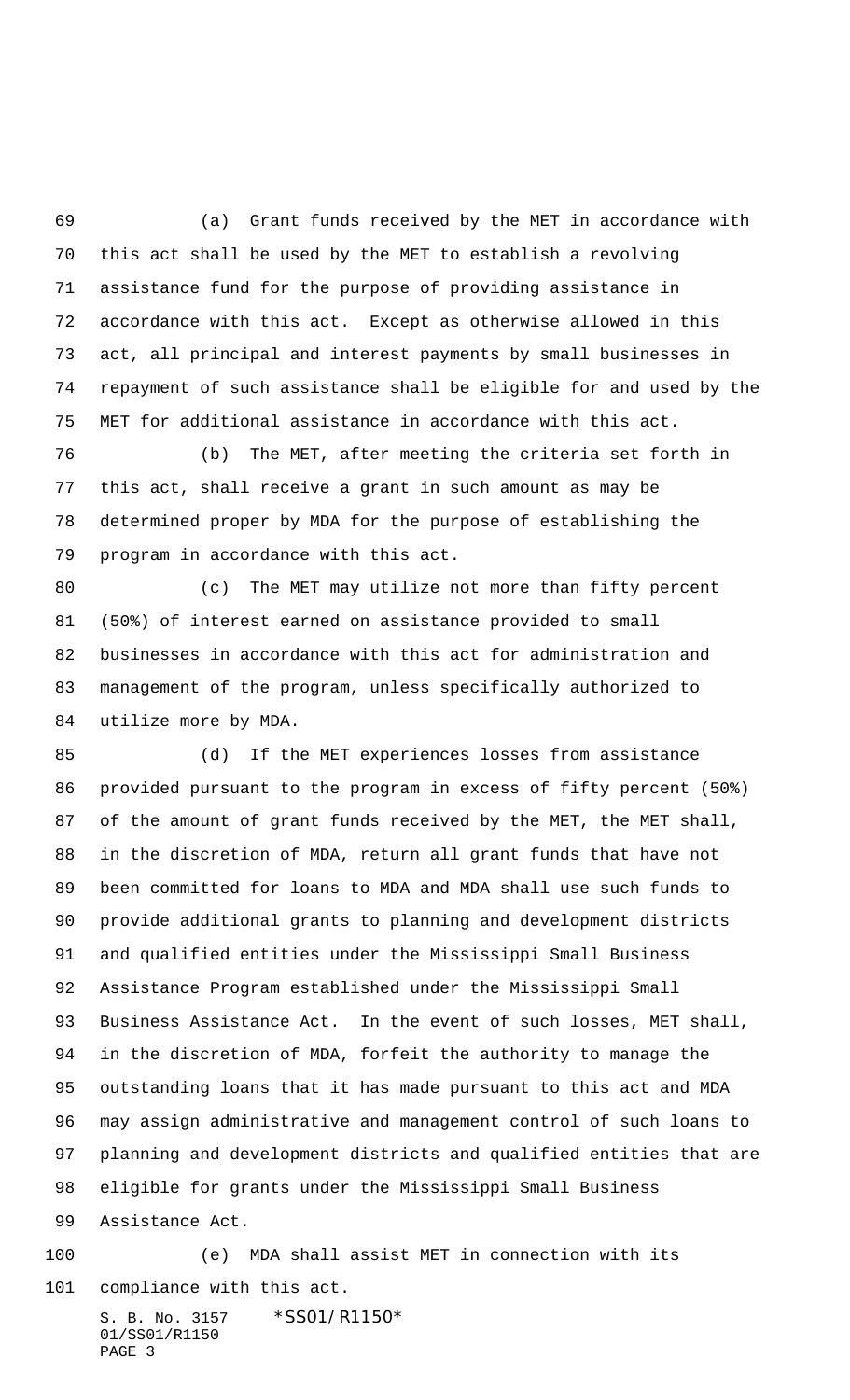(a) Grant funds received by the MET in accordance with this act shall be used by the MET to establish a revolving assistance fund for the purpose of providing assistance in accordance with this act. Except as otherwise allowed in this act, all principal and interest payments by small businesses in repayment of such assistance shall be eligible for and used by the MET for additional assistance in accordance with this act.

(b) The MET, after meeting the criteria set forth in this act, shall receive a grant in such amount as may be determined proper by MDA for the purpose of establishing the program in accordance with this act.

(c) The MET may utilize not more than fifty percent (50%) of interest earned on assistance provided to small businesses in accordance with this act for administration and management of the program, unless specifically authorized to utilize more by MDA.

(d) If the MET experiences losses from assistance provided pursuant to the program in excess of fifty percent (50%) of the amount of grant funds received by the MET, the MET shall, in the discretion of MDA, return all grant funds that have not been committed for loans to MDA and MDA shall use such funds to provide additional grants to planning and development districts and qualified entities under the Mississippi Small Business Assistance Program established under the Mississippi Small Business Assistance Act. In the event of such losses, MET shall, in the discretion of MDA, forfeit the authority to manage the outstanding loans that it has made pursuant to this act and MDA may assign administrative and management control of such loans to planning and development districts and qualified entities that are eligible for grants under the Mississippi Small Business Assistance Act.

(e) MDA shall assist MET in connection with its compliance with this act.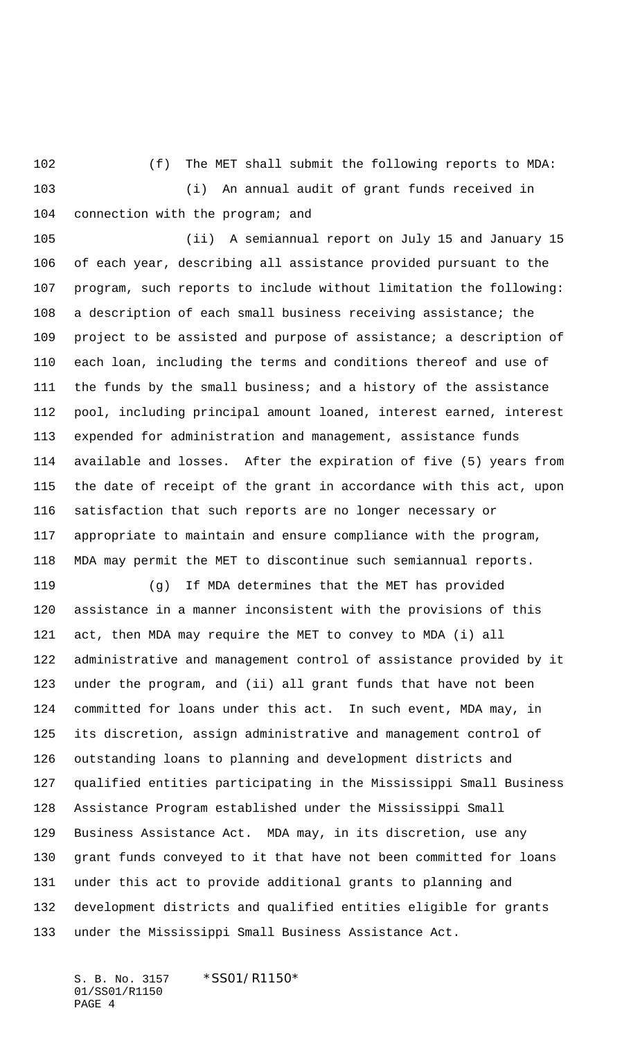(f) The MET shall submit the following reports to MDA:

(i) An annual audit of grant funds received in connection with the program; and

(ii) A semiannual report on July 15 and January 15 of each year, describing all assistance provided pursuant to the program, such reports to include without limitation the following: a description of each small business receiving assistance; the project to be assisted and purpose of assistance; a description of each loan, including the terms and conditions thereof and use of the funds by the small business; and a history of the assistance pool, including principal amount loaned, interest earned, interest expended for administration and management, assistance funds available and losses. After the expiration of five (5) years from the date of receipt of the grant in accordance with this act, upon satisfaction that such reports are no longer necessary or appropriate to maintain and ensure compliance with the program, MDA may permit the MET to discontinue such semiannual reports.

(g) If MDA determines that the MET has provided assistance in a manner inconsistent with the provisions of this act, then MDA may require the MET to convey to MDA (i) all administrative and management control of assistance provided by it under the program, and (ii) all grant funds that have not been committed for loans under this act. In such event, MDA may, in its discretion, assign administrative and management control of outstanding loans to planning and development districts and qualified entities participating in the Mississippi Small Business Assistance Program established under the Mississippi Small Business Assistance Act. MDA may, in its discretion, use any grant funds conveyed to it that have not been committed for loans under this act to provide additional grants to planning and development districts and qualified entities eligible for grants under the Mississippi Small Business Assistance Act.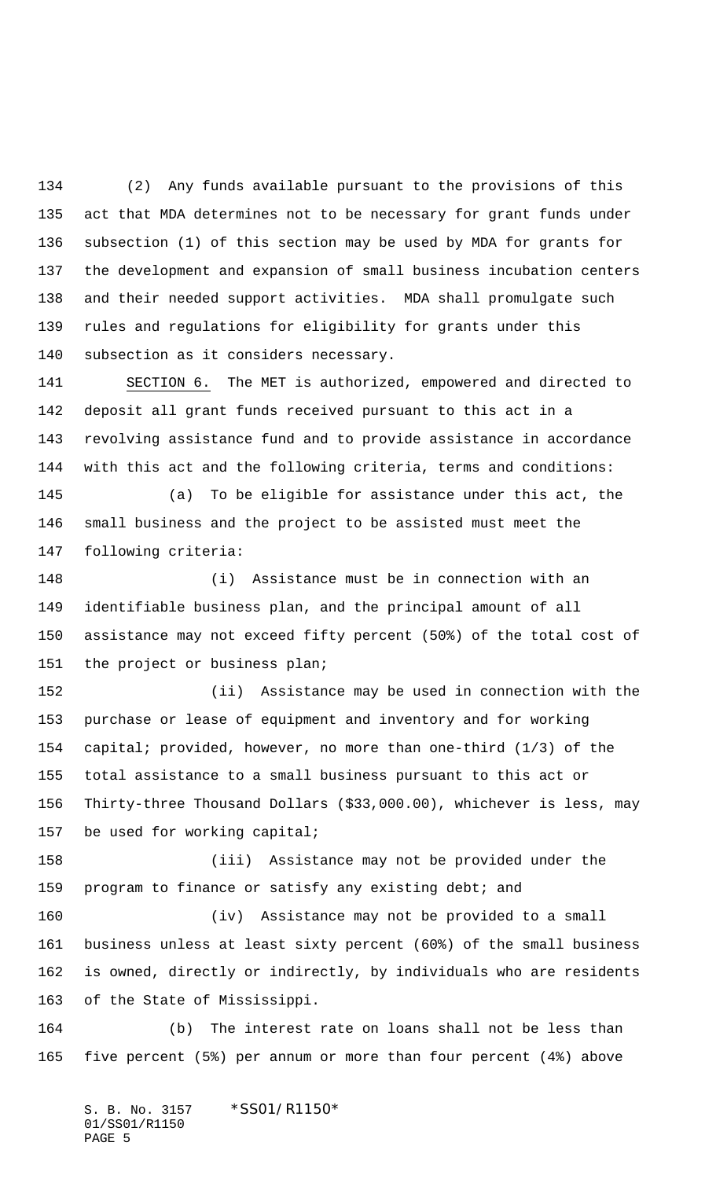(2) Any funds available pursuant to the provisions of this act that MDA determines not to be necessary for grant funds under subsection (1) of this section may be used by MDA for grants for the development and expansion of small business incubation centers and their needed support activities. MDA shall promulgate such rules and regulations for eligibility for grants under this subsection as it considers necessary.

SECTION 6. The MET is authorized, empowered and directed to deposit all grant funds received pursuant to this act in a revolving assistance fund and to provide assistance in accordance with this act and the following criteria, terms and conditions:

(a) To be eligible for assistance under this act, the small business and the project to be assisted must meet the following criteria:

(i) Assistance must be in connection with an identifiable business plan, and the principal amount of all assistance may not exceed fifty percent (50%) of the total cost of the project or business plan;

(ii) Assistance may be used in connection with the purchase or lease of equipment and inventory and for working capital; provided, however, no more than one-third (1/3) of the total assistance to a small business pursuant to this act or Thirty-three Thousand Dollars ($33,000.00), whichever is less, may be used for working capital;

(iii) Assistance may not be provided under the program to finance or satisfy any existing debt; and

(iv) Assistance may not be provided to a small business unless at least sixty percent (60%) of the small business is owned, directly or indirectly, by individuals who are residents of the State of Mississippi.

(b) The interest rate on loans shall not be less than five percent (5%) per annum or more than four percent (4%) above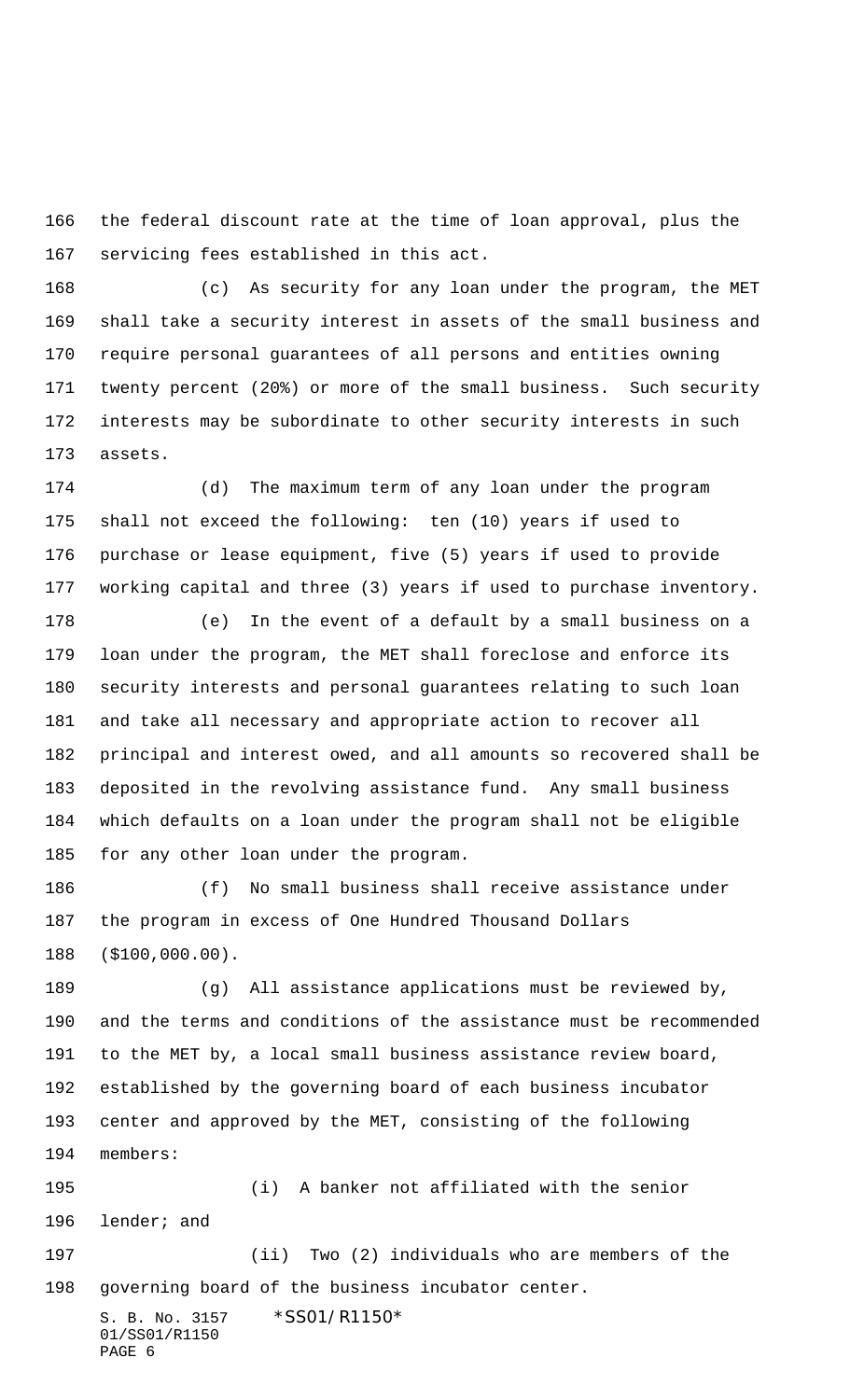the federal discount rate at the time of loan approval, plus the servicing fees established in this act.

(c) As security for any loan under the program, the MET shall take a security interest in assets of the small business and require personal guarantees of all persons and entities owning twenty percent (20%) or more of the small business. Such security interests may be subordinate to other security interests in such assets.

(d) The maximum term of any loan under the program shall not exceed the following: ten (10) years if used to purchase or lease equipment, five (5) years if used to provide working capital and three (3) years if used to purchase inventory.

(e) In the event of a default by a small business on a loan under the program, the MET shall foreclose and enforce its security interests and personal guarantees relating to such loan and take all necessary and appropriate action to recover all principal and interest owed, and all amounts so recovered shall be deposited in the revolving assistance fund. Any small business which defaults on a loan under the program shall not be eligible for any other loan under the program.

(f) No small business shall receive assistance under the program in excess of One Hundred Thousand Dollars ($100,000.00).

(g) All assistance applications must be reviewed by, and the terms and conditions of the assistance must be recommended to the MET by, a local small business assistance review board, established by the governing board of each business incubator center and approved by the MET, consisting of the following members:

(i) A banker not affiliated with the senior lender; and

(ii) Two (2) individuals who are members of the governing board of the business incubator center.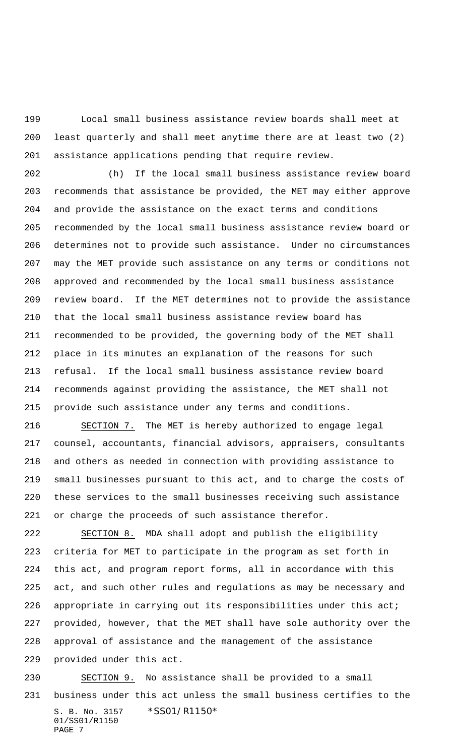Local small business assistance review boards shall meet at least quarterly and shall meet anytime there are at least two (2) assistance applications pending that require review.

(h) If the local small business assistance review board recommends that assistance be provided, the MET may either approve and provide the assistance on the exact terms and conditions recommended by the local small business assistance review board or determines not to provide such assistance. Under no circumstances may the MET provide such assistance on any terms or conditions not approved and recommended by the local small business assistance review board. If the MET determines not to provide the assistance that the local small business assistance review board has recommended to be provided, the governing body of the MET shall place in its minutes an explanation of the reasons for such refusal. If the local small business assistance review board recommends against providing the assistance, the MET shall not provide such assistance under any terms and conditions.

SECTION 7. The MET is hereby authorized to engage legal counsel, accountants, financial advisors, appraisers, consultants and others as needed in connection with providing assistance to small businesses pursuant to this act, and to charge the costs of these services to the small businesses receiving such assistance or charge the proceeds of such assistance therefor.

SECTION 8. MDA shall adopt and publish the eligibility criteria for MET to participate in the program as set forth in this act, and program report forms, all in accordance with this act, and such other rules and regulations as may be necessary and appropriate in carrying out its responsibilities under this act; provided, however, that the MET shall have sole authority over the approval of assistance and the management of the assistance provided under this act.

SECTION 9. No assistance shall be provided to a small business under this act unless the small business certifies to the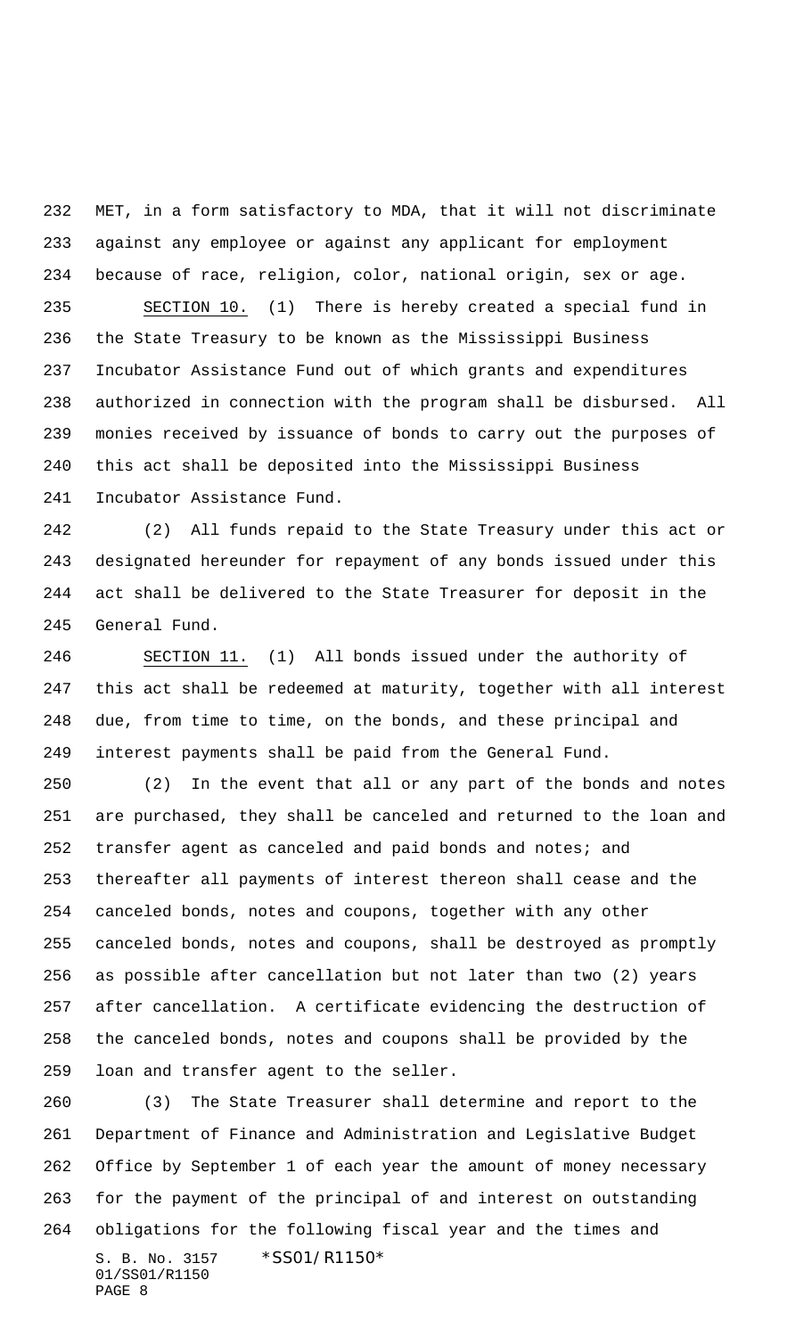MET, in a form satisfactory to MDA, that it will not discriminate against any employee or against any applicant for employment because of race, religion, color, national origin, sex or age.

SECTION 10. (1) There is hereby created a special fund in the State Treasury to be known as the Mississippi Business Incubator Assistance Fund out of which grants and expenditures authorized in connection with the program shall be disbursed. All monies received by issuance of bonds to carry out the purposes of this act shall be deposited into the Mississippi Business Incubator Assistance Fund.

(2) All funds repaid to the State Treasury under this act or designated hereunder for repayment of any bonds issued under this act shall be delivered to the State Treasurer for deposit in the General Fund.

SECTION 11. (1) All bonds issued under the authority of this act shall be redeemed at maturity, together with all interest due, from time to time, on the bonds, and these principal and interest payments shall be paid from the General Fund.

(2) In the event that all or any part of the bonds and notes are purchased, they shall be canceled and returned to the loan and transfer agent as canceled and paid bonds and notes; and thereafter all payments of interest thereon shall cease and the canceled bonds, notes and coupons, together with any other canceled bonds, notes and coupons, shall be destroyed as promptly as possible after cancellation but not later than two (2) years after cancellation. A certificate evidencing the destruction of the canceled bonds, notes and coupons shall be provided by the loan and transfer agent to the seller.

(3) The State Treasurer shall determine and report to the Department of Finance and Administration and Legislative Budget Office by September 1 of each year the amount of money necessary for the payment of the principal of and interest on outstanding obligations for the following fiscal year and the times and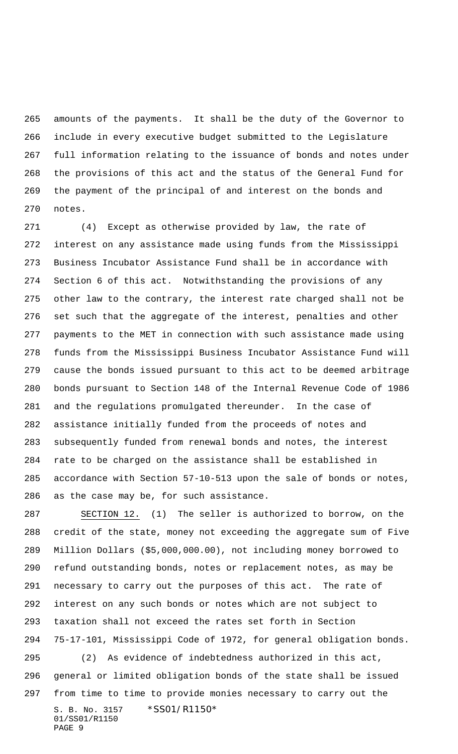amounts of the payments. It shall be the duty of the Governor to include in every executive budget submitted to the Legislature full information relating to the issuance of bonds and notes under the provisions of this act and the status of the General Fund for the payment of the principal of and interest on the bonds and notes.

(4) Except as otherwise provided by law, the rate of interest on any assistance made using funds from the Mississippi Business Incubator Assistance Fund shall be in accordance with Section 6 of this act. Notwithstanding the provisions of any other law to the contrary, the interest rate charged shall not be set such that the aggregate of the interest, penalties and other payments to the MET in connection with such assistance made using funds from the Mississippi Business Incubator Assistance Fund will cause the bonds issued pursuant to this act to be deemed arbitrage bonds pursuant to Section 148 of the Internal Revenue Code of 1986 and the regulations promulgated thereunder. In the case of assistance initially funded from the proceeds of notes and subsequently funded from renewal bonds and notes, the interest rate to be charged on the assistance shall be established in accordance with Section 57-10-513 upon the sale of bonds or notes, as the case may be, for such assistance.

SECTION 12. (1) The seller is authorized to borrow, on the credit of the state, money not exceeding the aggregate sum of Five Million Dollars ($5,000,000.00), not including money borrowed to refund outstanding bonds, notes or replacement notes, as may be necessary to carry out the purposes of this act. The rate of interest on any such bonds or notes which are not subject to taxation shall not exceed the rates set forth in Section 75-17-101, Mississippi Code of 1972, for general obligation bonds.

(2) As evidence of indebtedness authorized in this act, general or limited obligation bonds of the state shall be issued from time to time to provide monies necessary to carry out the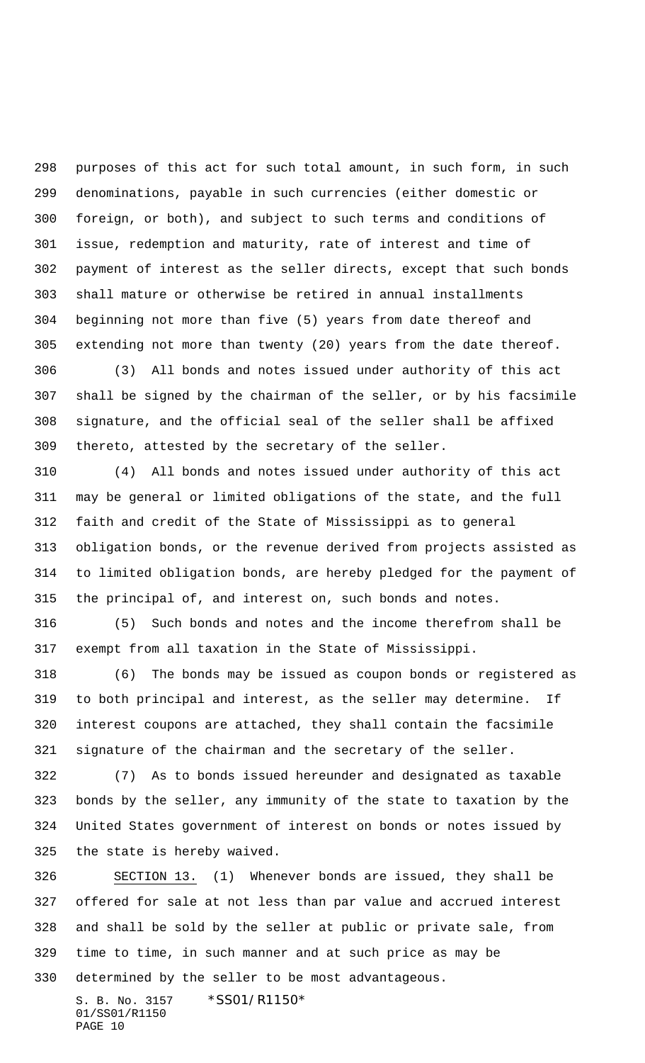purposes of this act for such total amount, in such form, in such denominations, payable in such currencies (either domestic or foreign, or both), and subject to such terms and conditions of issue, redemption and maturity, rate of interest and time of payment of interest as the seller directs, except that such bonds shall mature or otherwise be retired in annual installments beginning not more than five (5) years from date thereof and extending not more than twenty (20) years from the date thereof.

(3) All bonds and notes issued under authority of this act shall be signed by the chairman of the seller, or by his facsimile signature, and the official seal of the seller shall be affixed thereto, attested by the secretary of the seller.

(4) All bonds and notes issued under authority of this act may be general or limited obligations of the state, and the full faith and credit of the State of Mississippi as to general obligation bonds, or the revenue derived from projects assisted as to limited obligation bonds, are hereby pledged for the payment of the principal of, and interest on, such bonds and notes.

(5) Such bonds and notes and the income therefrom shall be exempt from all taxation in the State of Mississippi.

(6) The bonds may be issued as coupon bonds or registered as to both principal and interest, as the seller may determine. If interest coupons are attached, they shall contain the facsimile signature of the chairman and the secretary of the seller.

(7) As to bonds issued hereunder and designated as taxable bonds by the seller, any immunity of the state to taxation by the United States government of interest on bonds or notes issued by the state is hereby waived.

SECTION 13. (1) Whenever bonds are issued, they shall be offered for sale at not less than par value and accrued interest and shall be sold by the seller at public or private sale, from time to time, in such manner and at such price as may be determined by the seller to be most advantageous.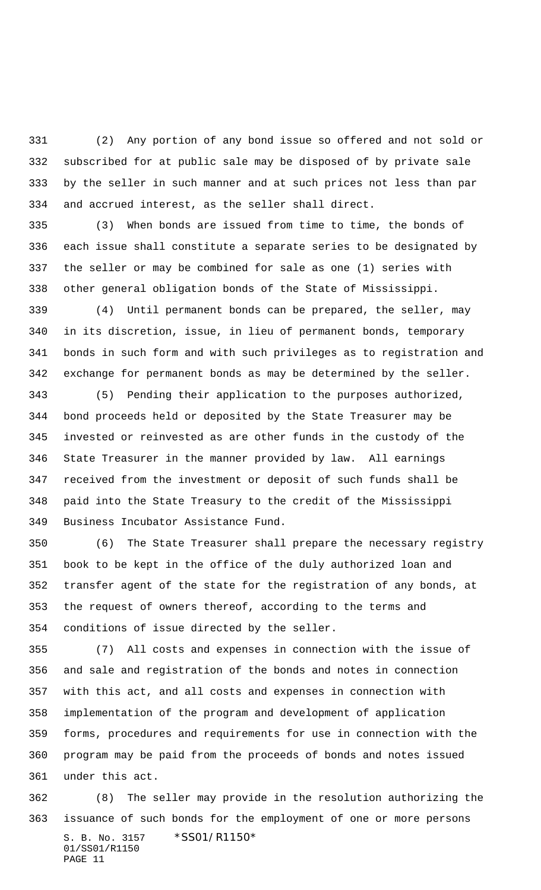(2) Any portion of any bond issue so offered and not sold or subscribed for at public sale may be disposed of by private sale by the seller in such manner and at such prices not less than par and accrued interest, as the seller shall direct.

(3) When bonds are issued from time to time, the bonds of each issue shall constitute a separate series to be designated by the seller or may be combined for sale as one (1) series with other general obligation bonds of the State of Mississippi.

(4) Until permanent bonds can be prepared, the seller, may in its discretion, issue, in lieu of permanent bonds, temporary bonds in such form and with such privileges as to registration and exchange for permanent bonds as may be determined by the seller.

(5) Pending their application to the purposes authorized, bond proceeds held or deposited by the State Treasurer may be invested or reinvested as are other funds in the custody of the State Treasurer in the manner provided by law. All earnings received from the investment or deposit of such funds shall be paid into the State Treasury to the credit of the Mississippi Business Incubator Assistance Fund.

(6) The State Treasurer shall prepare the necessary registry book to be kept in the office of the duly authorized loan and transfer agent of the state for the registration of any bonds, at the request of owners thereof, according to the terms and conditions of issue directed by the seller.

(7) All costs and expenses in connection with the issue of and sale and registration of the bonds and notes in connection with this act, and all costs and expenses in connection with implementation of the program and development of application forms, procedures and requirements for use in connection with the program may be paid from the proceeds of bonds and notes issued under this act.

(8) The seller may provide in the resolution authorizing the issuance of such bonds for the employment of one or more persons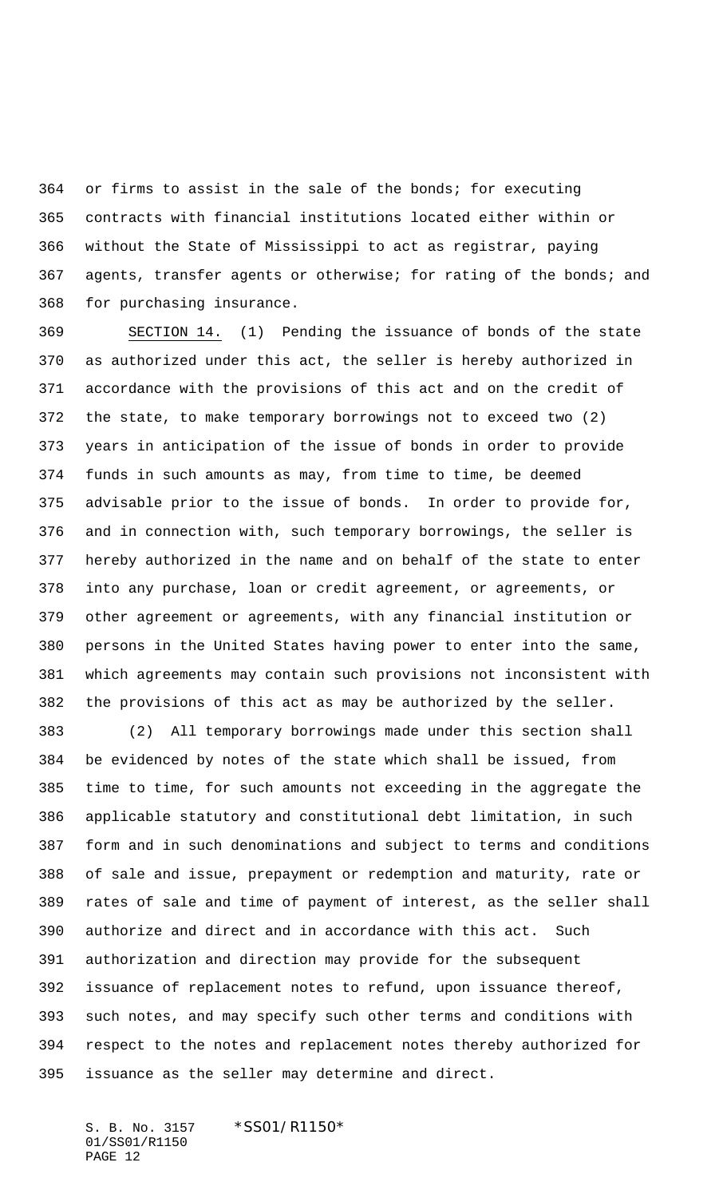or firms to assist in the sale of the bonds; for executing contracts with financial institutions located either within or without the State of Mississippi to act as registrar, paying agents, transfer agents or otherwise; for rating of the bonds; and for purchasing insurance.

SECTION 14. (1) Pending the issuance of bonds of the state as authorized under this act, the seller is hereby authorized in accordance with the provisions of this act and on the credit of the state, to make temporary borrowings not to exceed two (2) years in anticipation of the issue of bonds in order to provide funds in such amounts as may, from time to time, be deemed advisable prior to the issue of bonds. In order to provide for, and in connection with, such temporary borrowings, the seller is hereby authorized in the name and on behalf of the state to enter into any purchase, loan or credit agreement, or agreements, or other agreement or agreements, with any financial institution or persons in the United States having power to enter into the same, which agreements may contain such provisions not inconsistent with the provisions of this act as may be authorized by the seller.

(2) All temporary borrowings made under this section shall be evidenced by notes of the state which shall be issued, from time to time, for such amounts not exceeding in the aggregate the applicable statutory and constitutional debt limitation, in such form and in such denominations and subject to terms and conditions of sale and issue, prepayment or redemption and maturity, rate or rates of sale and time of payment of interest, as the seller shall authorize and direct and in accordance with this act. Such authorization and direction may provide for the subsequent issuance of replacement notes to refund, upon issuance thereof, such notes, and may specify such other terms and conditions with respect to the notes and replacement notes thereby authorized for issuance as the seller may determine and direct.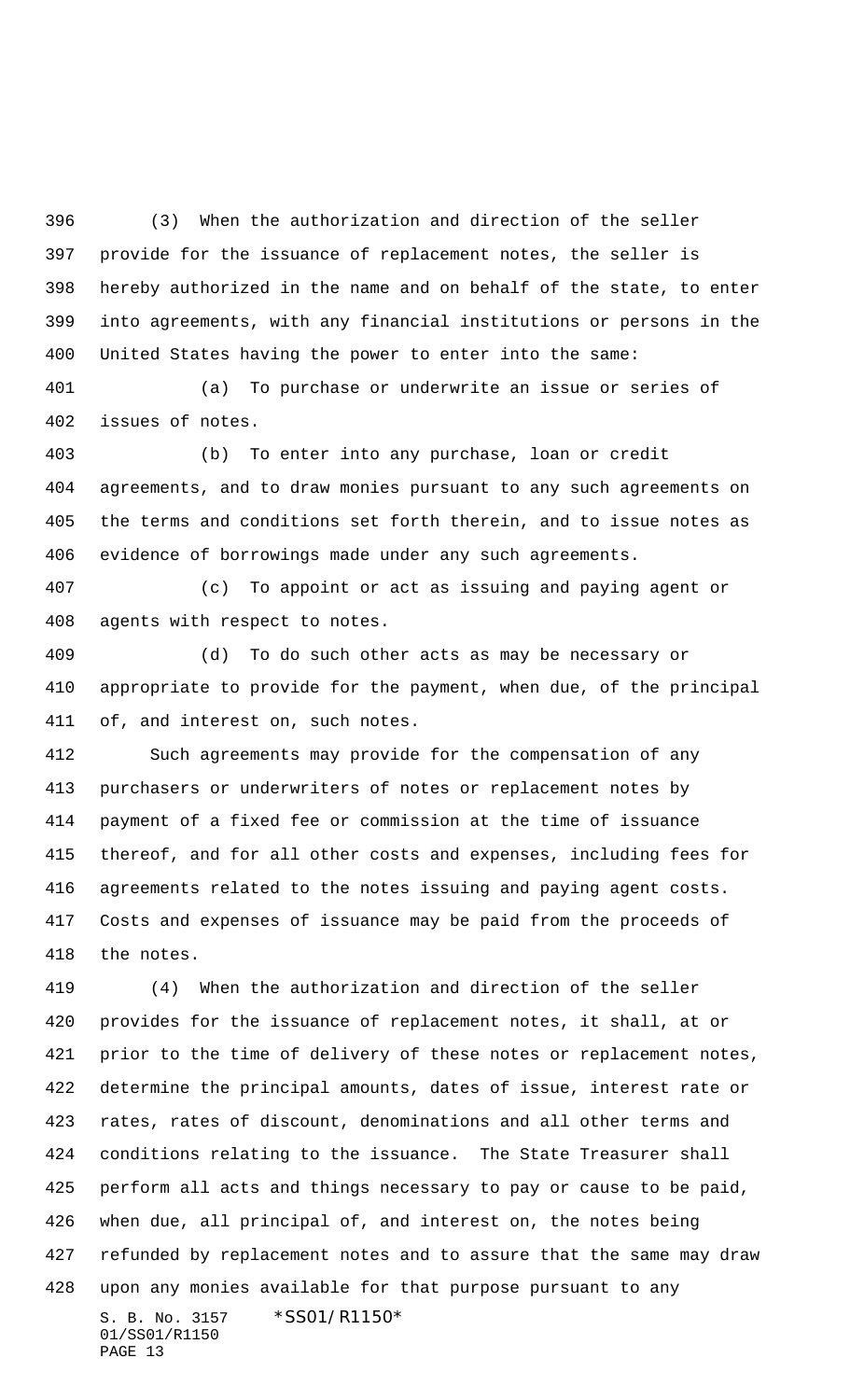(3) When the authorization and direction of the seller provide for the issuance of replacement notes, the seller is hereby authorized in the name and on behalf of the state, to enter into agreements, with any financial institutions or persons in the United States having the power to enter into the same:

(a) To purchase or underwrite an issue or series of issues of notes.

(b) To enter into any purchase, loan or credit agreements, and to draw monies pursuant to any such agreements on the terms and conditions set forth therein, and to issue notes as evidence of borrowings made under any such agreements.

(c) To appoint or act as issuing and paying agent or agents with respect to notes.

(d) To do such other acts as may be necessary or appropriate to provide for the payment, when due, of the principal of, and interest on, such notes.

Such agreements may provide for the compensation of any purchasers or underwriters of notes or replacement notes by payment of a fixed fee or commission at the time of issuance thereof, and for all other costs and expenses, including fees for agreements related to the notes issuing and paying agent costs. Costs and expenses of issuance may be paid from the proceeds of the notes.

(4) When the authorization and direction of the seller provides for the issuance of replacement notes, it shall, at or prior to the time of delivery of these notes or replacement notes, determine the principal amounts, dates of issue, interest rate or rates, rates of discount, denominations and all other terms and conditions relating to the issuance. The State Treasurer shall perform all acts and things necessary to pay or cause to be paid, when due, all principal of, and interest on, the notes being refunded by replacement notes and to assure that the same may draw upon any monies available for that purpose pursuant to any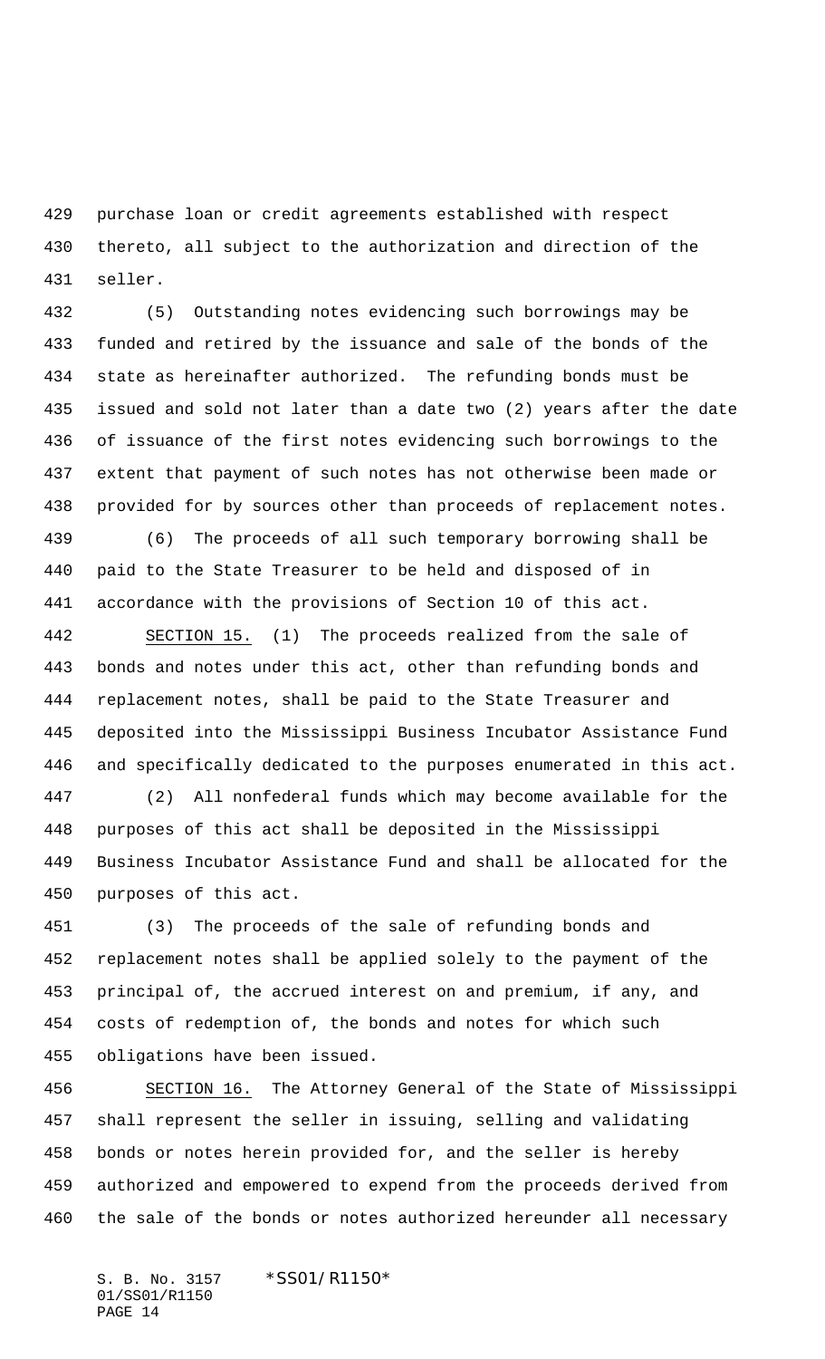purchase loan or credit agreements established with respect thereto, all subject to the authorization and direction of the seller.

(5) Outstanding notes evidencing such borrowings may be funded and retired by the issuance and sale of the bonds of the state as hereinafter authorized. The refunding bonds must be issued and sold not later than a date two (2) years after the date of issuance of the first notes evidencing such borrowings to the extent that payment of such notes has not otherwise been made or provided for by sources other than proceeds of replacement notes.

(6) The proceeds of all such temporary borrowing shall be paid to the State Treasurer to be held and disposed of in accordance with the provisions of Section 10 of this act.

SECTION 15. (1) The proceeds realized from the sale of bonds and notes under this act, other than refunding bonds and replacement notes, shall be paid to the State Treasurer and deposited into the Mississippi Business Incubator Assistance Fund and specifically dedicated to the purposes enumerated in this act.

(2) All nonfederal funds which may become available for the purposes of this act shall be deposited in the Mississippi Business Incubator Assistance Fund and shall be allocated for the purposes of this act.

(3) The proceeds of the sale of refunding bonds and replacement notes shall be applied solely to the payment of the principal of, the accrued interest on and premium, if any, and costs of redemption of, the bonds and notes for which such obligations have been issued.

SECTION 16. The Attorney General of the State of Mississippi shall represent the seller in issuing, selling and validating bonds or notes herein provided for, and the seller is hereby authorized and empowered to expend from the proceeds derived from the sale of the bonds or notes authorized hereunder all necessary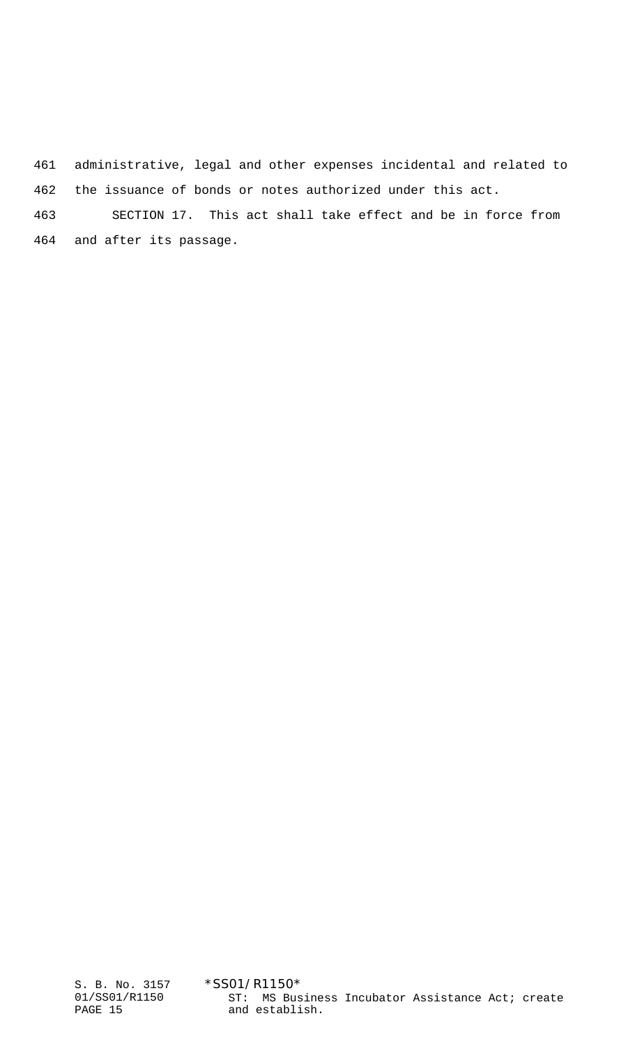administrative, legal and other expenses incidental and related to the issuance of bonds or notes authorized under this act.

SECTION 17. This act shall take effect and be in force from and after its passage.